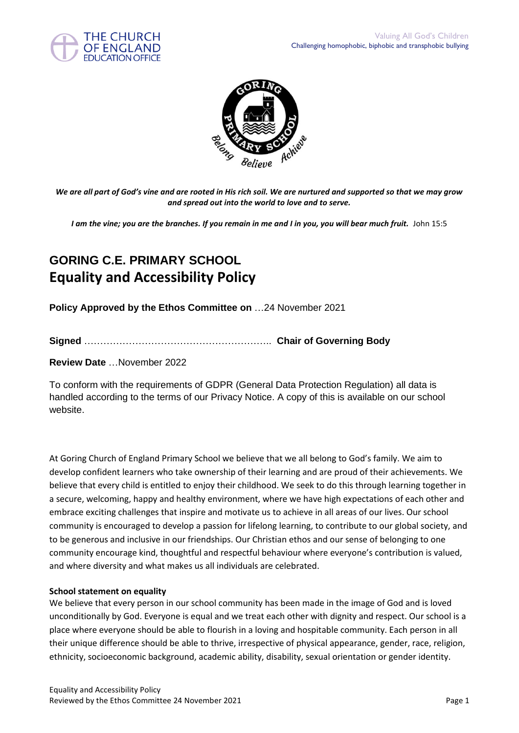THE CHURCH OF ENGLAND EDUCATION OFFICE

Valuing All God's Children
Challenging homophobic, biphobic and transphobic bullying

***We are all part of God's vine and are rooted in His rich soil. We are nurtured and supported so that we may grow and spread out into the world to love and to serve.***

***I am the vine; you are the branches. If you remain in me and I in you, you will bear much fruit.*** John 15:5

# GORING C.E. PRIMARY SCHOOL
# Equality and Accessibility Policy

**Policy Approved by the Ethos Committee on** …24 November 2021

**Signed** ………………………………………………….. **Chair of Governing Body**

**Review Date** …November 2022

To conform with the requirements of GDPR (General Data Protection Regulation) all data is handled according to the terms of our Privacy Notice. A copy of this is available on our school website.

At Goring Church of England Primary School we believe that we all belong to God's family. We aim to develop confident learners who take ownership of their learning and are proud of their achievements. We believe that every child is entitled to enjoy their childhood. We seek to do this through learning together in a secure, welcoming, happy and healthy environment, where we have high expectations of each other and embrace exciting challenges that inspire and motivate us to achieve in all areas of our lives. Our school community is encouraged to develop a passion for lifelong learning, to contribute to our global society, and to be generous and inclusive in our friendships. Our Christian ethos and our sense of belonging to one community encourage kind, thoughtful and respectful behaviour where everyone's contribution is valued, and where diversity and what makes us all individuals are celebrated.

**School statement on equality**

We believe that every person in our school community has been made in the image of God and is loved unconditionally by God. Everyone is equal and we treat each other with dignity and respect. Our school is a place where everyone should be able to flourish in a loving and hospitable community. Each person in all their unique difference should be able to thrive, irrespective of physical appearance, gender, race, religion, ethnicity, socioeconomic background, academic ability, disability, sexual orientation or gender identity.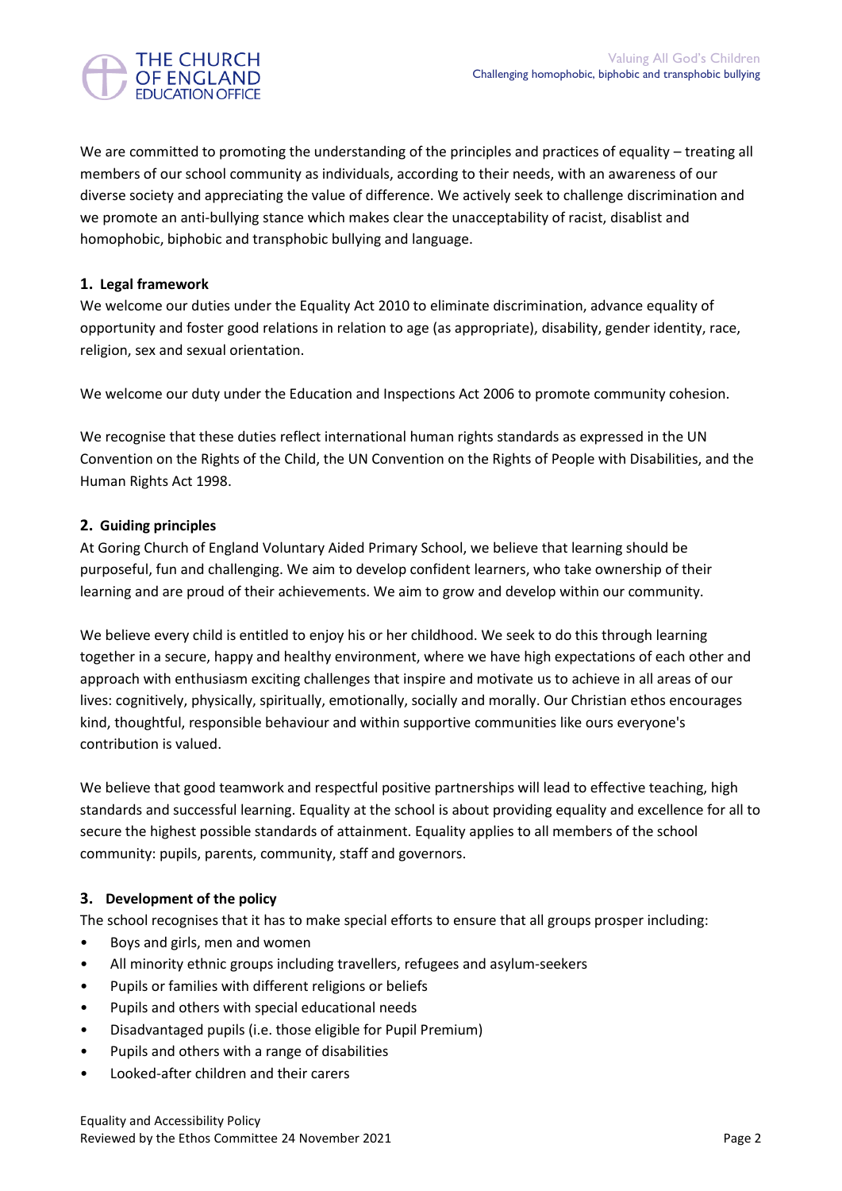We are committed to promoting the understanding of the principles and practices of equality – treating all members of our school community as individuals, according to their needs, with an awareness of our diverse society and appreciating the value of difference. We actively seek to challenge discrimination and we promote an anti-bullying stance which makes clear the unacceptability of racist, disablist and homophobic, biphobic and transphobic bullying and language.

## 1. Legal framework

We welcome our duties under the Equality Act 2010 to eliminate discrimination, advance equality of opportunity and foster good relations in relation to age (as appropriate), disability, gender identity, race, religion, sex and sexual orientation.

We welcome our duty under the Education and Inspections Act 2006 to promote community cohesion.

We recognise that these duties reflect international human rights standards as expressed in the UN Convention on the Rights of the Child, the UN Convention on the Rights of People with Disabilities, and the Human Rights Act 1998.

## 2. Guiding principles

At Goring Church of England Voluntary Aided Primary School, we believe that learning should be purposeful, fun and challenging. We aim to develop confident learners, who take ownership of their learning and are proud of their achievements. We aim to grow and develop within our community.

We believe every child is entitled to enjoy his or her childhood. We seek to do this through learning together in a secure, happy and healthy environment, where we have high expectations of each other and approach with enthusiasm exciting challenges that inspire and motivate us to achieve in all areas of our lives: cognitively, physically, spiritually, emotionally, socially and morally. Our Christian ethos encourages kind, thoughtful, responsible behaviour and within supportive communities like ours everyone's contribution is valued.

We believe that good teamwork and respectful positive partnerships will lead to effective teaching, high standards and successful learning. Equality at the school is about providing equality and excellence for all to secure the highest possible standards of attainment. Equality applies to all members of the school community: pupils, parents, community, staff and governors.

## 3. Development of the policy

The school recognises that it has to make special efforts to ensure that all groups prosper including:

- Boys and girls, men and women
- All minority ethnic groups including travellers, refugees and asylum-seekers
- Pupils or families with different religions or beliefs
- Pupils and others with special educational needs
- Disadvantaged pupils (i.e. those eligible for Pupil Premium)
- Pupils and others with a range of disabilities
- Looked-after children and their carers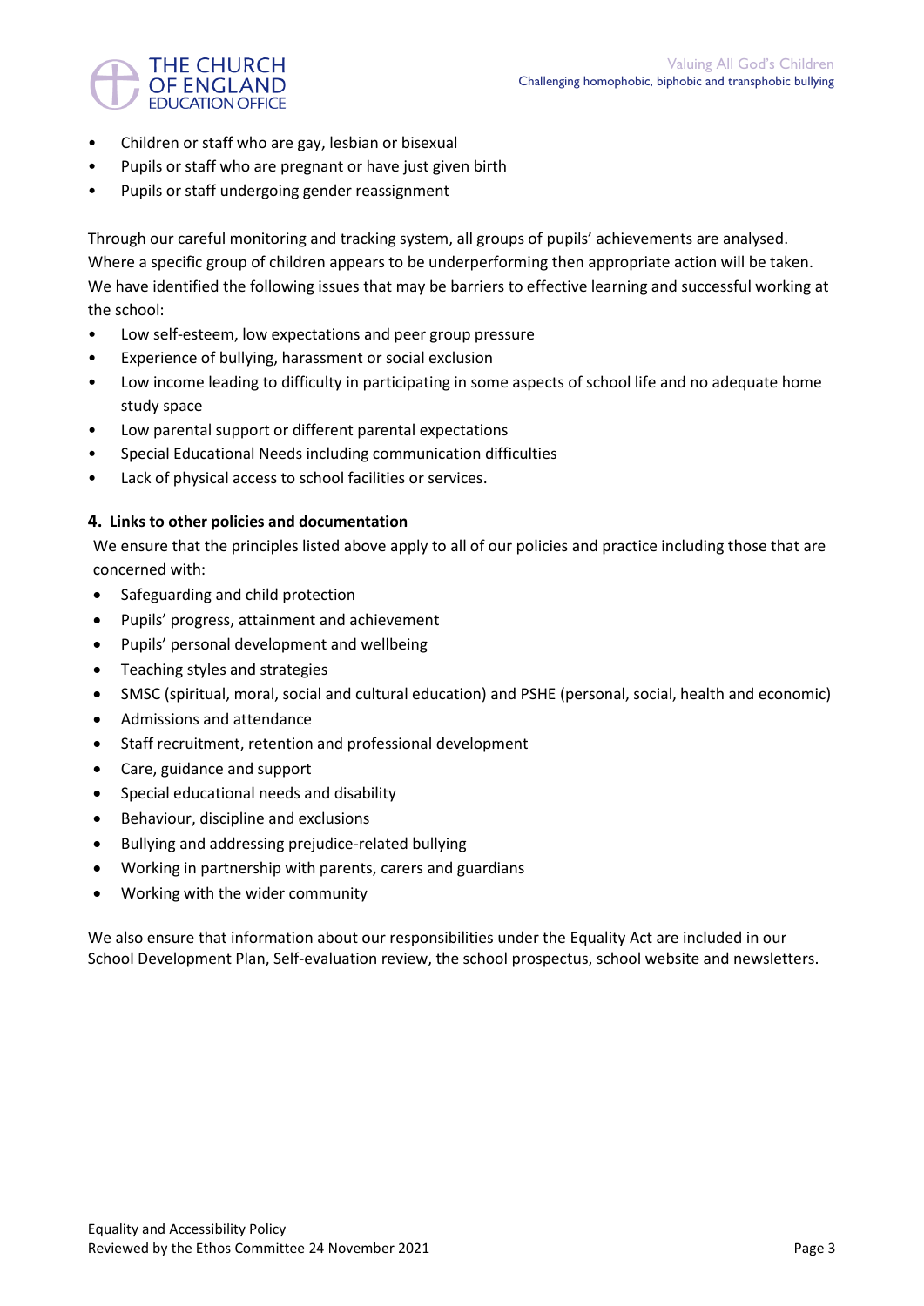- Children or staff who are gay, lesbian or bisexual
- Pupils or staff who are pregnant or have just given birth
- Pupils or staff undergoing gender reassignment

Through our careful monitoring and tracking system, all groups of pupils' achievements are analysed. Where a specific group of children appears to be underperforming then appropriate action will be taken. We have identified the following issues that may be barriers to effective learning and successful working at the school:

- Low self-esteem, low expectations and peer group pressure
- Experience of bullying, harassment or social exclusion
- Low income leading to difficulty in participating in some aspects of school life and no adequate home study space
- Low parental support or different parental expectations
- Special Educational Needs including communication difficulties
- Lack of physical access to school facilities or services.

#### 4. Links to other policies and documentation

We ensure that the principles listed above apply to all of our policies and practice including those that are concerned with:

- Safeguarding and child protection
- Pupils' progress, attainment and achievement
- Pupils' personal development and wellbeing
- Teaching styles and strategies
- SMSC (spiritual, moral, social and cultural education) and PSHE (personal, social, health and economic)
- Admissions and attendance
- Staff recruitment, retention and professional development
- Care, guidance and support
- Special educational needs and disability
- Behaviour, discipline and exclusions
- Bullying and addressing prejudice-related bullying
- Working in partnership with parents, carers and guardians
- Working with the wider community

We also ensure that information about our responsibilities under the Equality Act are included in our School Development Plan, Self-evaluation review, the school prospectus, school website and newsletters.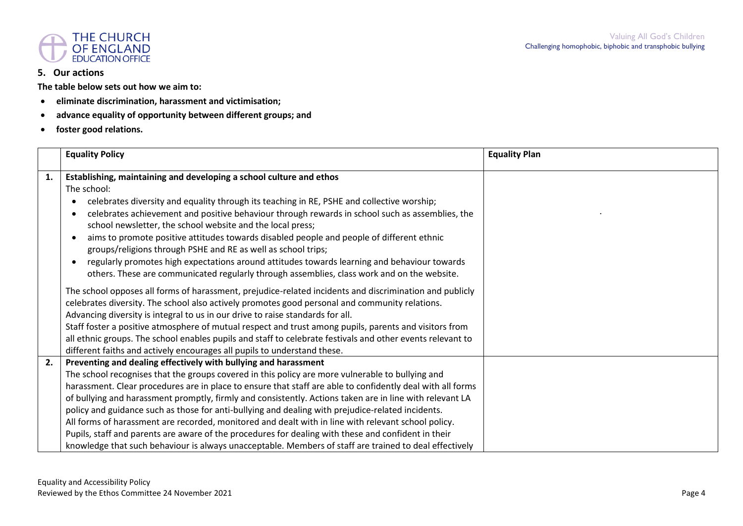## 5. Our actions

**The table below sets out how we aim to:**

- **eliminate discrimination, harassment and victimisation;**
- **advance equality of opportunity between different groups; and**
- **foster good relations.**

| | **Equality Policy** | **Equality Plan** |
|---|---|---|
| **1.** | **Establishing, maintaining and developing a school culture and ethos**<br>The school:<br>• celebrates diversity and equality through its teaching in RE, PSHE and collective worship;<br>• celebrates achievement and positive behaviour through rewards in school such as assemblies, the school newsletter, the school website and the local press;<br>• aims to promote positive attitudes towards disabled people and people of different ethnic groups/religions through PSHE and RE as well as school trips;<br>• regularly promotes high expectations around attitudes towards learning and behaviour towards others. These are communicated regularly through assemblies, class work and on the website.<br><br>The school opposes all forms of harassment, prejudice-related incidents and discrimination and publicly celebrates diversity. The school also actively promotes good personal and community relations. Advancing diversity is integral to us in our drive to raise standards for all.<br>Staff foster a positive atmosphere of mutual respect and trust among pupils, parents and visitors from all ethnic groups. The school enables pupils and staff to celebrate festivals and other events relevant to different faiths and actively encourages all pupils to understand these. | . |
| **2.** | **Preventing and dealing effectively with bullying and harassment**<br>The school recognises that the groups covered in this policy are more vulnerable to bullying and harassment. Clear procedures are in place to ensure that staff are able to confidently deal with all forms of bullying and harassment promptly, firmly and consistently. Actions taken are in line with relevant LA policy and guidance such as those for anti-bullying and dealing with prejudice-related incidents.<br>All forms of harassment are recorded, monitored and dealt with in line with relevant school policy.<br>Pupils, staff and parents are aware of the procedures for dealing with these and confident in their knowledge that such behaviour is always unacceptable. Members of staff are trained to deal effectively | |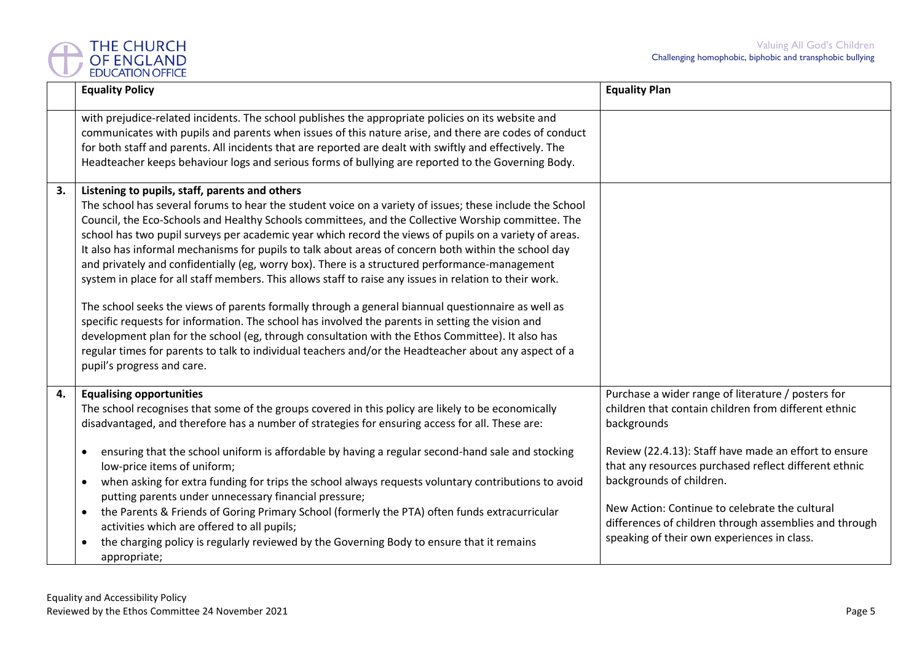| | Equality Policy | Equality Plan |
|---|---|---|
| | with prejudice-related incidents. The school publishes the appropriate policies on its website and communicates with pupils and parents when issues of this nature arise, and there are codes of conduct for both staff and parents. All incidents that are reported are dealt with swiftly and effectively. The Headteacher keeps behaviour logs and serious forms of bullying are reported to the Governing Body. | |
| **3.** | **Listening to pupils, staff, parents and others**<br>The school has several forums to hear the student voice on a variety of issues; these include the School Council, the Eco-Schools and Healthy Schools committees, and the Collective Worship committee. The school has two pupil surveys per academic year which record the views of pupils on a variety of areas. It also has informal mechanisms for pupils to talk about areas of concern both within the school day and privately and confidentially (eg, worry box). There is a structured performance-management system in place for all staff members. This allows staff to raise any issues in relation to their work.<br><br>The school seeks the views of parents formally through a general biannual questionnaire as well as specific requests for information. The school has involved the parents in setting the vision and development plan for the school (eg, through consultation with the Ethos Committee). It also has regular times for parents to talk to individual teachers and/or the Headteacher about any aspect of a pupil's progress and care. | |
| **4.** | **Equalising opportunities**<br>The school recognises that some of the groups covered in this policy are likely to be economically disadvantaged, and therefore has a number of strategies for ensuring access for all. These are:<br><br>• ensuring that the school uniform is affordable by having a regular second-hand sale and stocking low-price items of uniform;<br>• when asking for extra funding for trips the school always requests voluntary contributions to avoid putting parents under unnecessary financial pressure;<br>• the Parents & Friends of Goring Primary School (formerly the PTA) often funds extracurricular activities which are offered to all pupils;<br>• the charging policy is regularly reviewed by the Governing Body to ensure that it remains appropriate; | Purchase a wider range of literature / posters for children that contain children from different ethnic backgrounds<br><br>Review (22.4.13): Staff have made an effort to ensure that any resources purchased reflect different ethnic backgrounds of children.<br><br>New Action: Continue to celebrate the cultural differences of children through assemblies and through speaking of their own experiences in class. |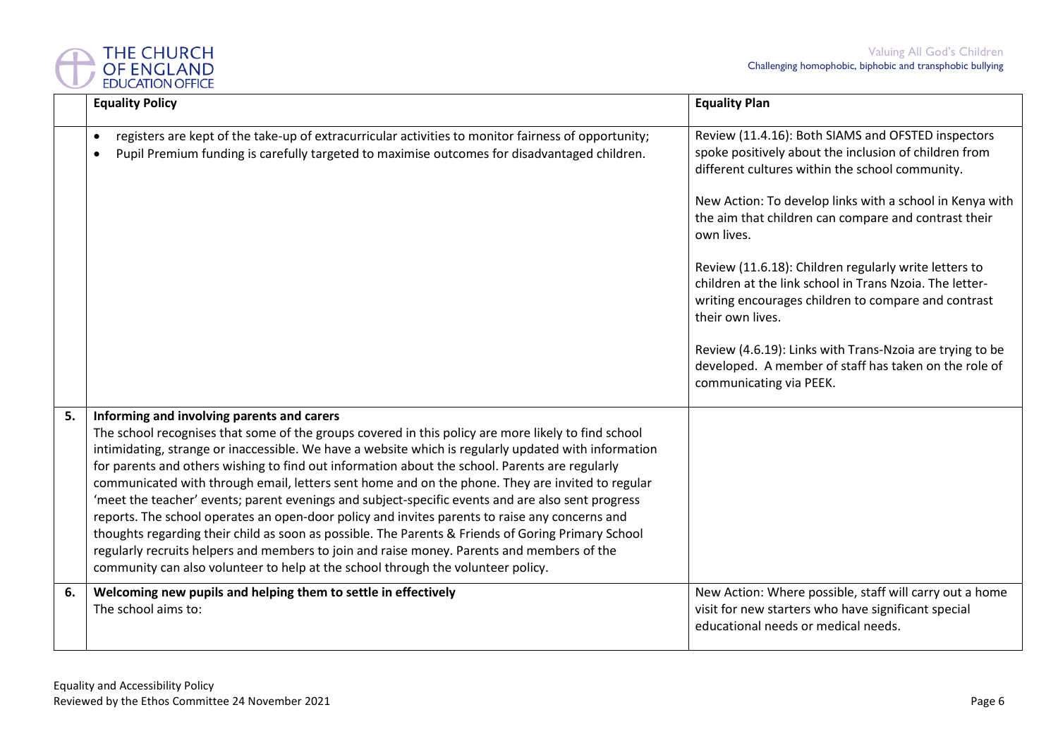|  | Equality Policy | Equality Plan |
|---|---|---|
|  | • registers are kept of the take-up of extracurricular activities to monitor fairness of opportunity;<br>• Pupil Premium funding is carefully targeted to maximise outcomes for disadvantaged children. | Review (11.4.16): Both SIAMS and OFSTED inspectors spoke positively about the inclusion of children from different cultures within the school community.<br><br>New Action: To develop links with a school in Kenya with the aim that children can compare and contrast their own lives.<br><br>Review (11.6.18): Children regularly write letters to children at the link school in Trans Nzoia. The letter-writing encourages children to compare and contrast their own lives.<br><br>Review (4.6.19): Links with Trans-Nzoia are trying to be developed. A member of staff has taken on the role of communicating via PEEK. |
| 5. | **Informing and involving parents and carers**<br>The school recognises that some of the groups covered in this policy are more likely to find school intimidating, strange or inaccessible. We have a website which is regularly updated with information for parents and others wishing to find out information about the school. Parents are regularly communicated with through email, letters sent home and on the phone. They are invited to regular 'meet the teacher' events; parent evenings and subject-specific events and are also sent progress reports. The school operates an open-door policy and invites parents to raise any concerns and thoughts regarding their child as soon as possible. The Parents & Friends of Goring Primary School regularly recruits helpers and members to join and raise money. Parents and members of the community can also volunteer to help at the school through the volunteer policy. |  |
| 6. | **Welcoming new pupils and helping them to settle in effectively**<br>The school aims to: | New Action: Where possible, staff will carry out a home visit for new starters who have significant special educational needs or medical needs. |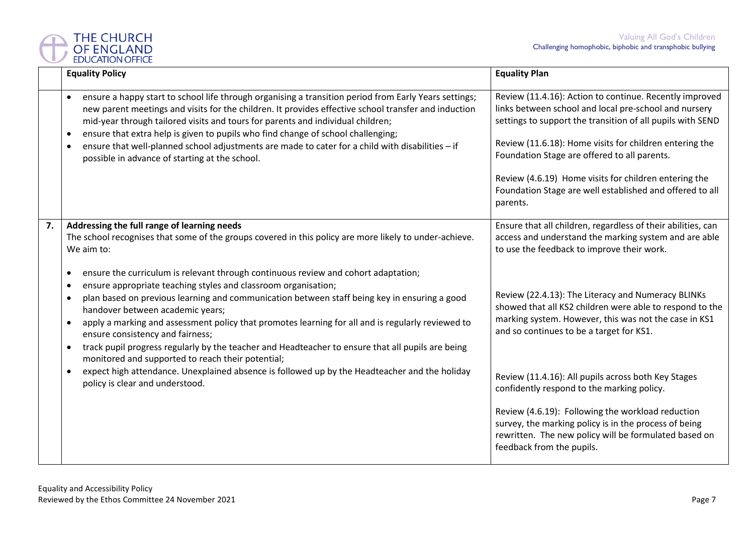| | Equality Policy | Equality Plan |
|---|---|---|
| | • ensure a happy start to school life through organising a transition period from Early Years settings; new parent meetings and visits for the children. It provides effective school transfer and induction mid-year through tailored visits and tours for parents and individual children;<br>• ensure that extra help is given to pupils who find change of school challenging;<br>• ensure that well-planned school adjustments are made to cater for a child with disabilities – if possible in advance of starting at the school. | Review (11.4.16): Action to continue. Recently improved links between school and local pre-school and nursery settings to support the transition of all pupils with SEND<br><br>Review (11.6.18): Home visits for children entering the Foundation Stage are offered to all parents.<br><br>Review (4.6.19) Home visits for children entering the Foundation Stage are well established and offered to all parents. |
| **7.** | **Addressing the full range of learning needs**<br>The school recognises that some of the groups covered in this policy are more likely to under-achieve. We aim to:<br><br>• ensure the curriculum is relevant through continuous review and cohort adaptation;<br>• ensure appropriate teaching styles and classroom organisation;<br>• plan based on previous learning and communication between staff being key in ensuring a good handover between academic years;<br>• apply a marking and assessment policy that promotes learning for all and is regularly reviewed to ensure consistency and fairness;<br>• track pupil progress regularly by the teacher and Headteacher to ensure that all pupils are being monitored and supported to reach their potential;<br>• expect high attendance. Unexplained absence is followed up by the Headteacher and the holiday policy is clear and understood. | Ensure that all children, regardless of their abilities, can access and understand the marking system and are able to use the feedback to improve their work.<br><br>Review (22.4.13): The Literacy and Numeracy BLINKs showed that all KS2 children were able to respond to the marking system. However, this was not the case in KS1 and so continues to be a target for KS1.<br><br>Review (11.4.16): All pupils across both Key Stages confidently respond to the marking policy.<br><br>Review (4.6.19): Following the workload reduction survey, the marking policy is in the process of being rewritten. The new policy will be formulated based on feedback from the pupils. |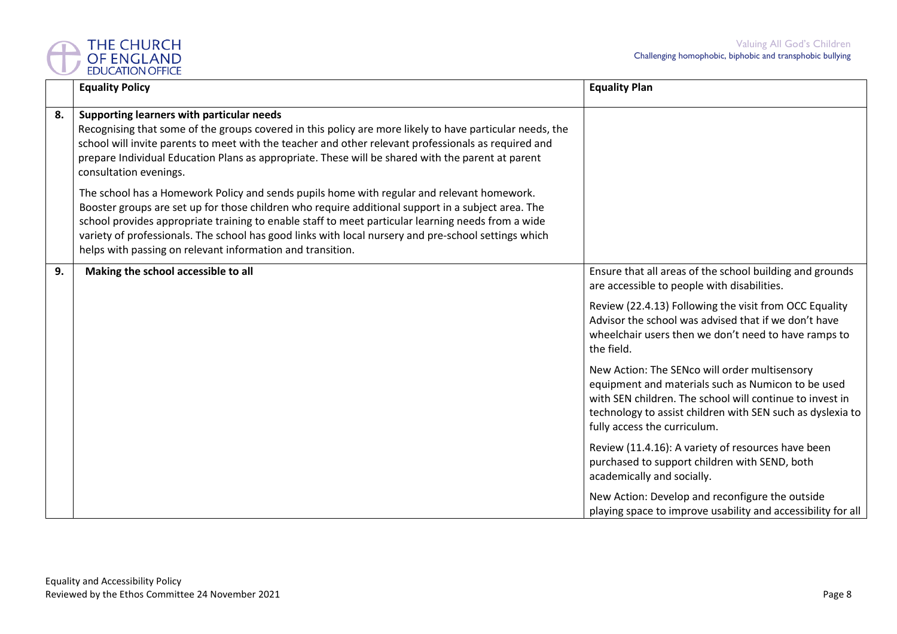| | Equality Policy | Equality Plan |
|---|---|---|
| 8. | **Supporting learners with particular needs**<br>Recognising that some of the groups covered in this policy are more likely to have particular needs, the school will invite parents to meet with the teacher and other relevant professionals as required and prepare Individual Education Plans as appropriate. These will be shared with the parent at parent consultation evenings.<br><br>The school has a Homework Policy and sends pupils home with regular and relevant homework. Booster groups are set up for those children who require additional support in a subject area. The school provides appropriate training to enable staff to meet particular learning needs from a wide variety of professionals. The school has good links with local nursery and pre-school settings which helps with passing on relevant information and transition. | |
| 9. | **Making the school accessible to all** | Ensure that all areas of the school building and grounds are accessible to people with disabilities.<br><br>Review (22.4.13) Following the visit from OCC Equality Advisor the school was advised that if we don't have wheelchair users then we don't need to have ramps to the field.<br><br>New Action: The SENco will order multisensory equipment and materials such as Numicon to be used with SEN children. The school will continue to invest in technology to assist children with SEN such as dyslexia to fully access the curriculum.<br><br>Review (11.4.16): A variety of resources have been purchased to support children with SEND, both academically and socially.<br><br>New Action: Develop and reconfigure the outside playing space to improve usability and accessibility for all |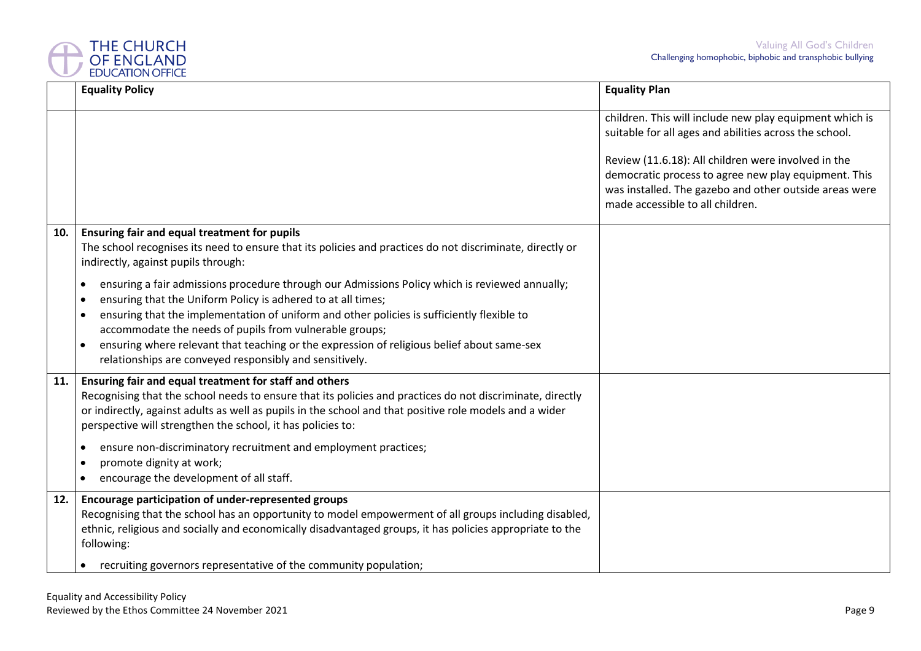|  | Equality Policy | Equality Plan |
|---|---|---|
|  |  | children. This will include new play equipment which is suitable for all ages and abilities across the school.<br><br>Review (11.6.18): All children were involved in the democratic process to agree new play equipment. This was installed. The gazebo and other outside areas were made accessible to all children. |
| **10.** | **Ensuring fair and equal treatment for pupils**<br>The school recognises its need to ensure that its policies and practices do not discriminate, directly or indirectly, against pupils through:<br><br>• ensuring a fair admissions procedure through our Admissions Policy which is reviewed annually;<br>• ensuring that the Uniform Policy is adhered to at all times;<br>• ensuring that the implementation of uniform and other policies is sufficiently flexible to accommodate the needs of pupils from vulnerable groups;<br>• ensuring where relevant that teaching or the expression of religious belief about same-sex relationships are conveyed responsibly and sensitively. |  |
| **11.** | **Ensuring fair and equal treatment for staff and others**<br>Recognising that the school needs to ensure that its policies and practices do not discriminate, directly or indirectly, against adults as well as pupils in the school and that positive role models and a wider perspective will strengthen the school, it has policies to:<br><br>• ensure non-discriminatory recruitment and employment practices;<br>• promote dignity at work;<br>• encourage the development of all staff. |  |
| **12.** | **Encourage participation of under-represented groups**<br>Recognising that the school has an opportunity to model empowerment of all groups including disabled, ethnic, religious and socially and economically disadvantaged groups, it has policies appropriate to the following:<br><br>• recruiting governors representative of the community population; |  |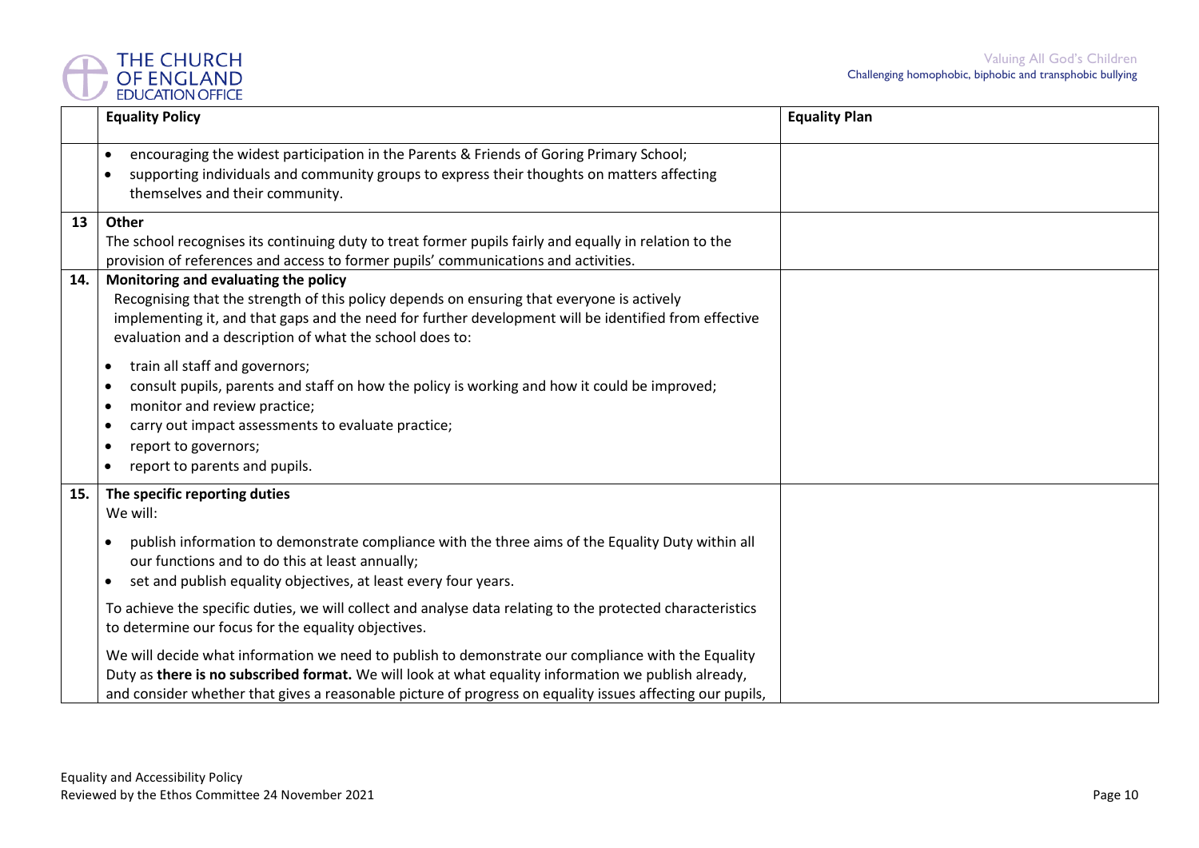|  | Equality Policy | Equality Plan |
|---|---|---|
|  | • encouraging the widest participation in the Parents & Friends of Goring Primary School;<br>• supporting individuals and community groups to express their thoughts on matters affecting themselves and their community. |  |
| 13 | **Other**<br>The school recognises its continuing duty to treat former pupils fairly and equally in relation to the provision of references and access to former pupils' communications and activities. |  |
| 14. | **Monitoring and evaluating the policy**<br>Recognising that the strength of this policy depends on ensuring that everyone is actively implementing it, and that gaps and the need for further development will be identified from effective evaluation and a description of what the school does to:<br>• train all staff and governors;<br>• consult pupils, parents and staff on how the policy is working and how it could be improved;<br>• monitor and review practice;<br>• carry out impact assessments to evaluate practice;<br>• report to governors;<br>• report to parents and pupils. |  |
| 15. | **The specific reporting duties**<br>We will:<br>• publish information to demonstrate compliance with the three aims of the Equality Duty within all our functions and to do this at least annually;<br>• set and publish equality objectives, at least every four years.<br>To achieve the specific duties, we will collect and analyse data relating to the protected characteristics to determine our focus for the equality objectives.<br>We will decide what information we need to publish to demonstrate our compliance with the Equality Duty as **there is no subscribed format.** We will look at what equality information we publish already, and consider whether that gives a reasonable picture of progress on equality issues affecting our pupils, |  |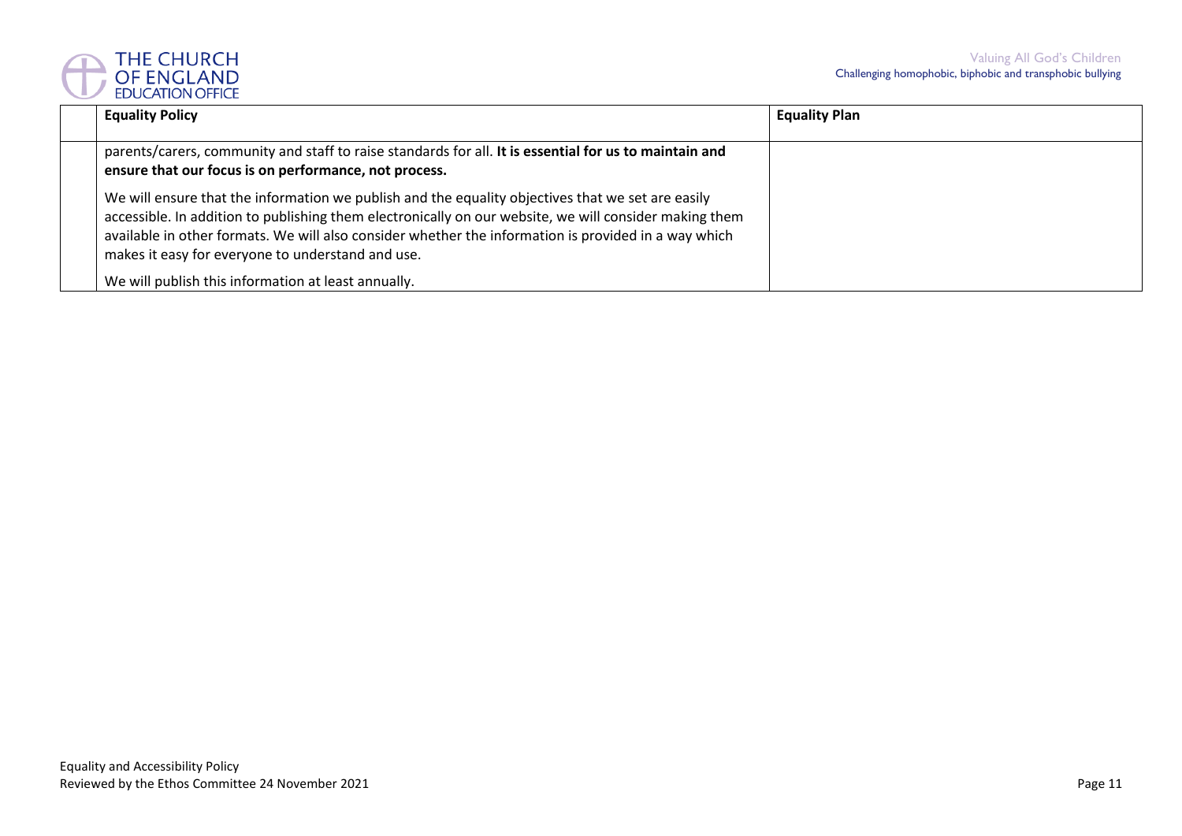|  | Equality Policy | Equality Plan |
|---|---|---|
|  | parents/carers, community and staff to raise standards for all. **It is essential for us to maintain and ensure that our focus is on performance, not process.**<br><br>We will ensure that the information we publish and the equality objectives that we set are easily accessible. In addition to publishing them electronically on our website, we will consider making them available in other formats. We will also consider whether the information is provided in a way which makes it easy for everyone to understand and use.<br><br>We will publish this information at least annually. |  |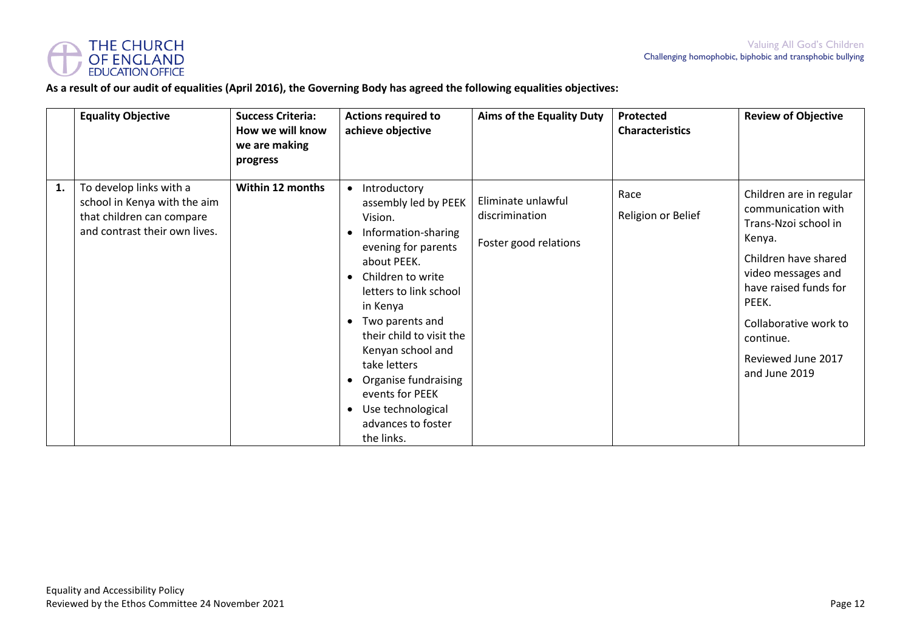**As a result of our audit of equalities (April 2016), the Governing Body has agreed the following equalities objectives:**

| | Equality Objective | Success Criteria: How we will know we are making progress | Actions required to achieve objective | Aims of the Equality Duty | Protected Characteristics | Review of Objective |
|---|---|---|---|---|---|---|
| **1.** | To develop links with a school in Kenya with the aim that children can compare and contrast their own lives. | **Within 12 months** | • Introductory assembly led by PEEK Vision.<br>• Information-sharing evening for parents about PEEK.<br>• Children to write letters to link school in Kenya<br>• Two parents and their child to visit the Kenyan school and take letters<br>• Organise fundraising events for PEEK<br>• Use technological advances to foster the links. | Eliminate unlawful discrimination<br><br>Foster good relations | Race<br><br>Religion or Belief | Children are in regular communication with Trans-Nzoi school in Kenya.<br><br>Children have shared video messages and have raised funds for PEEK.<br><br>Collaborative work to continue.<br><br>Reviewed June 2017 and June 2019 |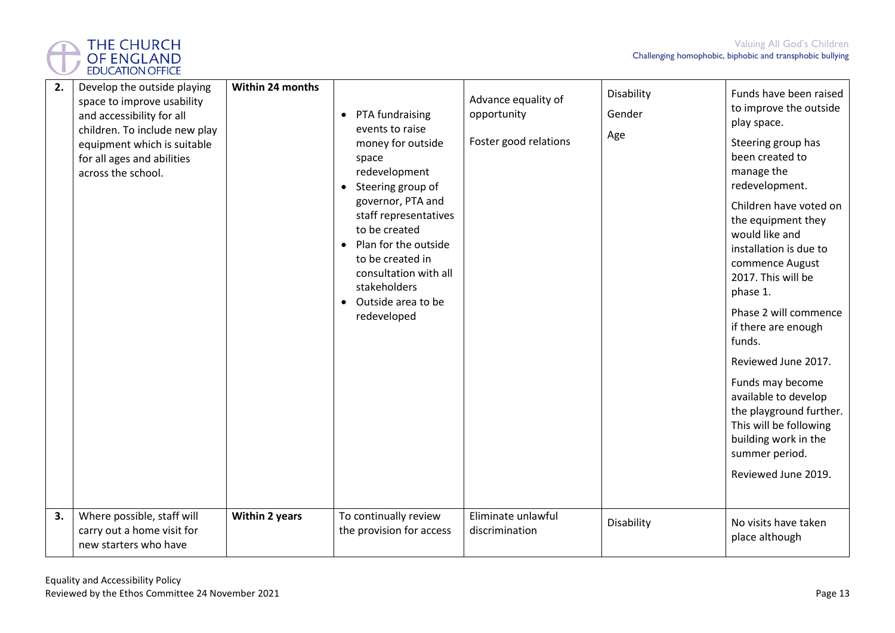| 2. | Develop the outside playing space to improve usability and accessibility for all children. To include new play equipment which is suitable for all ages and abilities across the school. | **Within 24 months** | • PTA fundraising events to raise money for outside space redevelopment<br>• Steering group of governor, PTA and staff representatives to be created<br>• Plan for the outside to be created in consultation with all stakeholders<br>• Outside area to be redeveloped | Advance equality of opportunity<br><br>Foster good relations | Disability<br>Gender<br>Age | Funds have been raised to improve the outside play space.<br><br>Steering group has been created to manage the redevelopment.<br><br>Children have voted on the equipment they would like and installation is due to commence August 2017. This will be phase 1.<br><br>Phase 2 will commence if there are enough funds.<br><br>Reviewed June 2017.<br><br>Funds may become available to develop the playground further. This will be following building work in the summer period.<br><br>Reviewed June 2019. |
|---|---|---|---|---|---|---|
| 3. | Where possible, staff will carry out a home visit for new starters who have | **Within 2 years** | To continually review the provision for access | Eliminate unlawful discrimination | Disability | No visits have taken place although |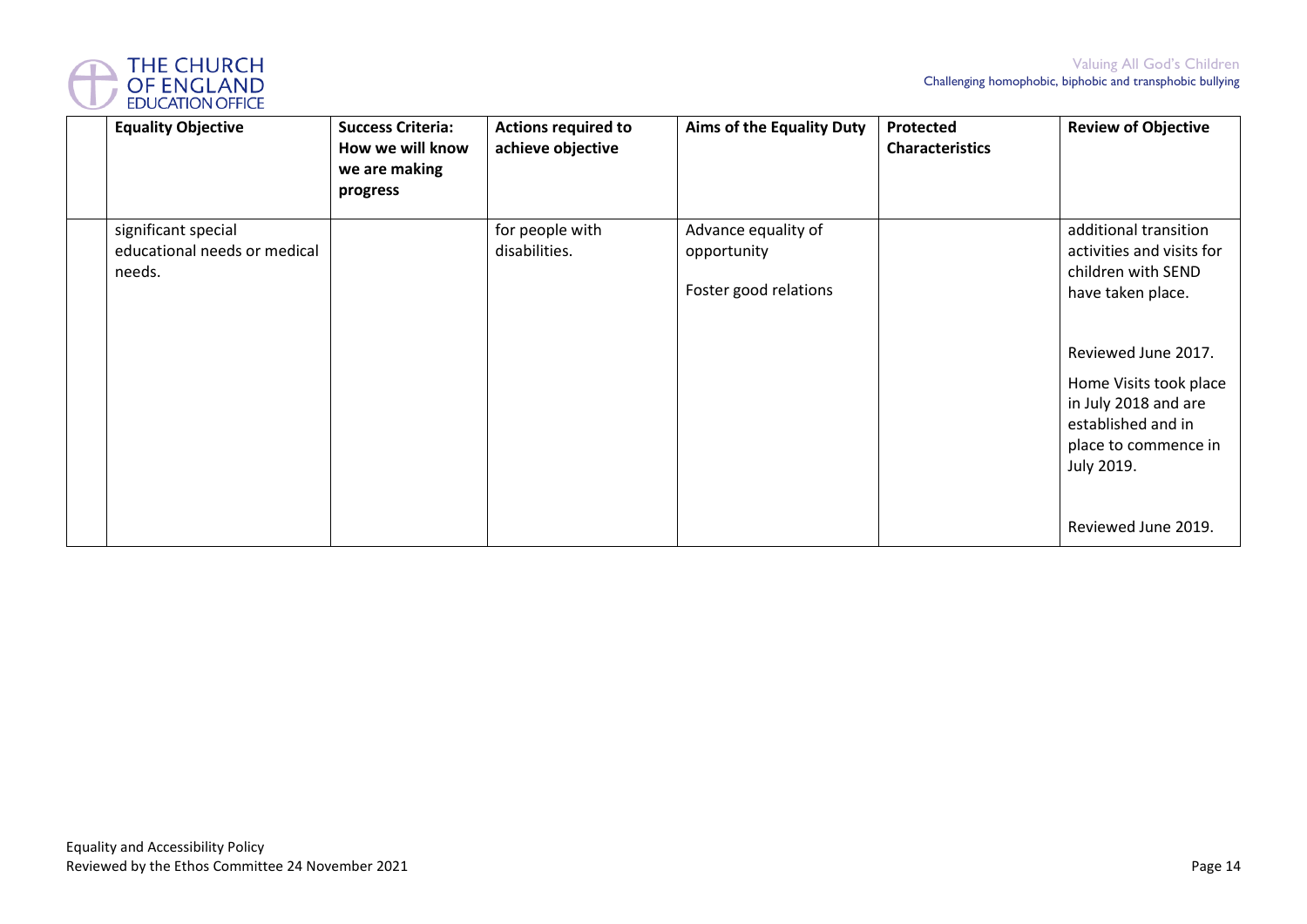| | Equality Objective | Success Criteria: How we will know we are making progress | Actions required to achieve objective | Aims of the Equality Duty | Protected Characteristics | Review of Objective |
|---|---|---|---|---|---|---|
| | significant special educational needs or medical needs. | | for people with disabilities. | Advance equality of opportunity<br><br>Foster good relations | | additional transition activities and visits for children with SEND have taken place.<br><br>Reviewed June 2017.<br><br>Home Visits took place in July 2018 and are established and in place to commence in July 2019.<br><br>Reviewed June 2019. |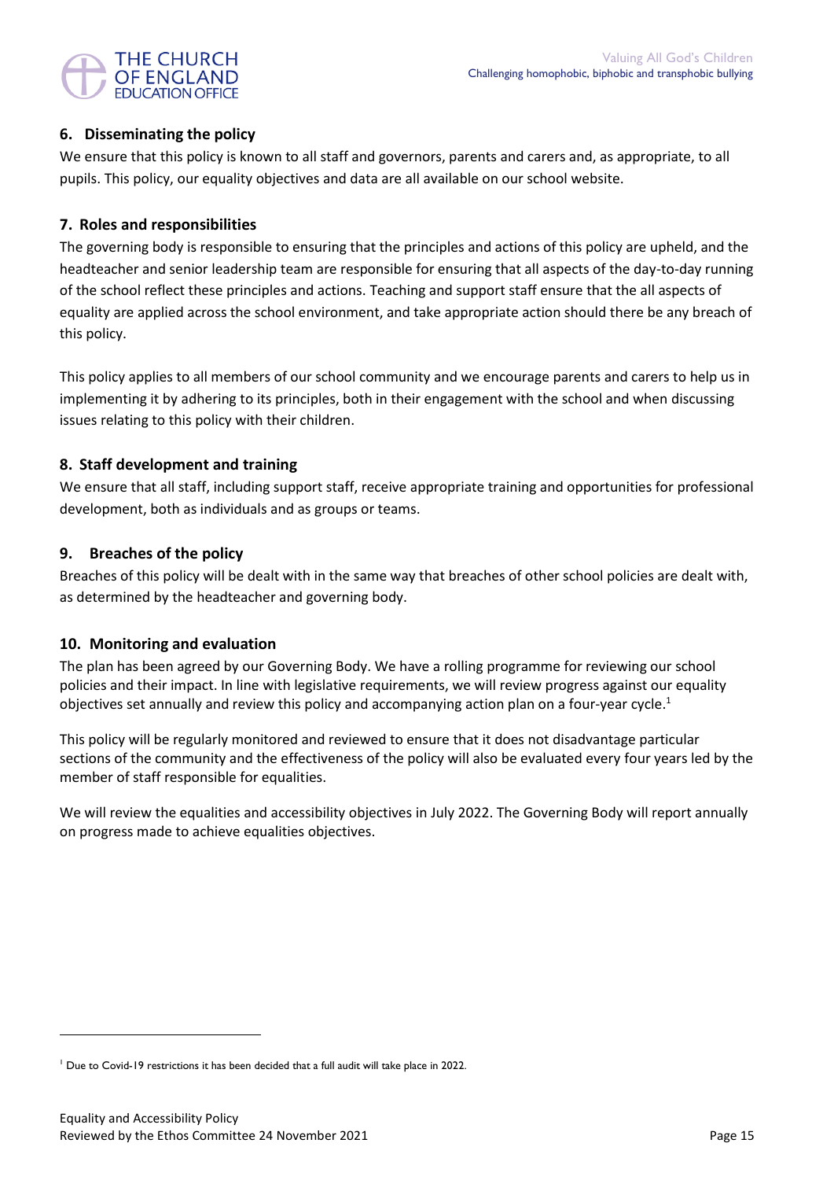## 6. Disseminating the policy

We ensure that this policy is known to all staff and governors, parents and carers and, as appropriate, to all pupils. This policy, our equality objectives and data are all available on our school website.

## 7. Roles and responsibilities

The governing body is responsible to ensuring that the principles and actions of this policy are upheld, and the headteacher and senior leadership team are responsible for ensuring that all aspects of the day-to-day running of the school reflect these principles and actions. Teaching and support staff ensure that the all aspects of equality are applied across the school environment, and take appropriate action should there be any breach of this policy.

This policy applies to all members of our school community and we encourage parents and carers to help us in implementing it by adhering to its principles, both in their engagement with the school and when discussing issues relating to this policy with their children.

## 8. Staff development and training

We ensure that all staff, including support staff, receive appropriate training and opportunities for professional development, both as individuals and as groups or teams.

## 9. Breaches of the policy

Breaches of this policy will be dealt with in the same way that breaches of other school policies are dealt with, as determined by the headteacher and governing body.

## 10. Monitoring and evaluation

The plan has been agreed by our Governing Body. We have a rolling programme for reviewing our school policies and their impact. In line with legislative requirements, we will review progress against our equality objectives set annually and review this policy and accompanying action plan on a four-year cycle.[1]

This policy will be regularly monitored and reviewed to ensure that it does not disadvantage particular sections of the community and the effectiveness of the policy will also be evaluated every four years led by the member of staff responsible for equalities.

We will review the equalities and accessibility objectives in July 2022. The Governing Body will report annually on progress made to achieve equalities objectives.

[1] Due to Covid-19 restrictions it has been decided that a full audit will take place in 2022.